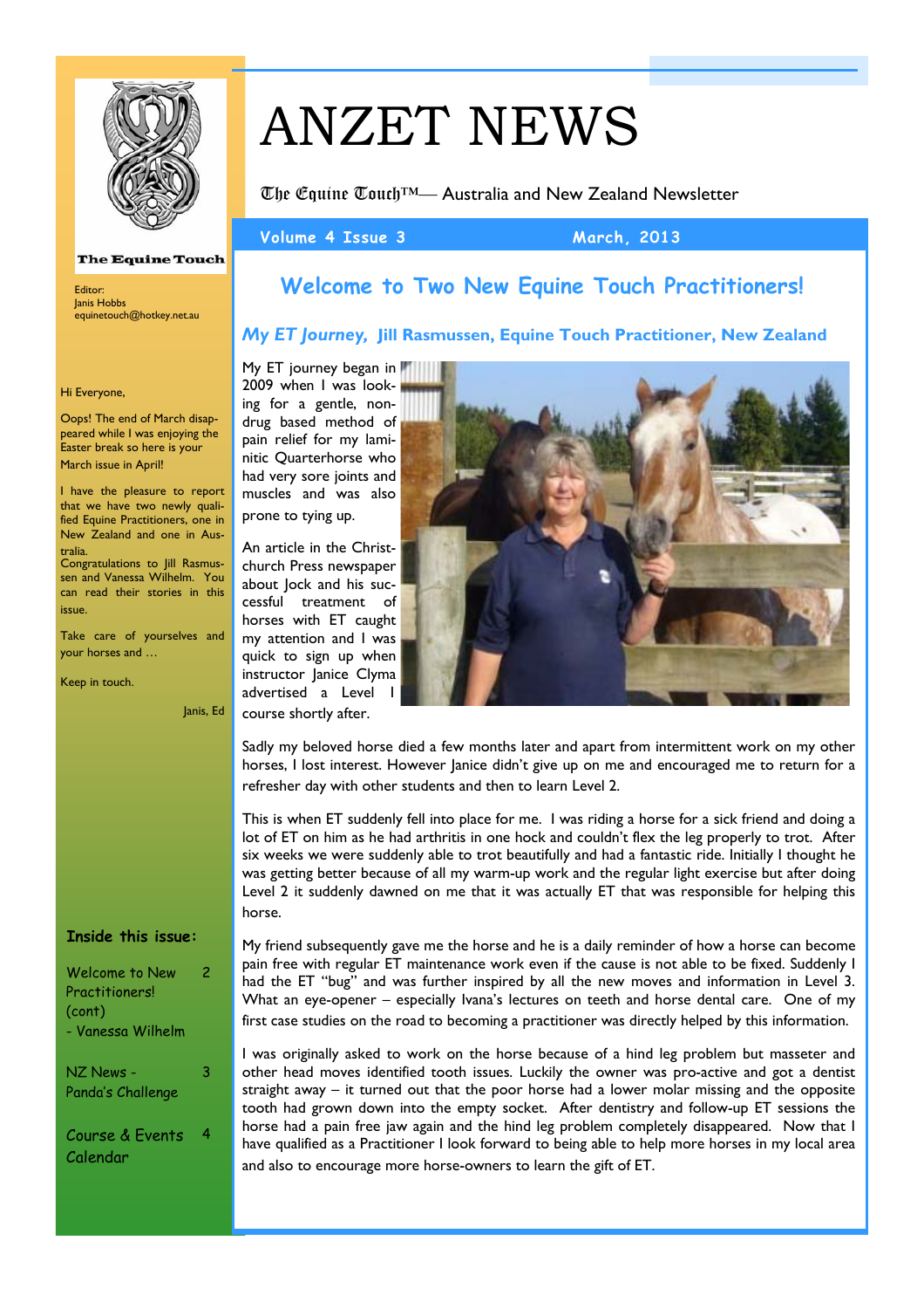# ANZET NEWS

The Equine Touch™— Australia and New Zealand Newsletter

Volume 4 Issue 3 — March, 2013

The Equine Touch

Editor:
Janis Hobbs
equinetouch@hotkey.net.au

Hi Everyone,

Oops! The end of March disappeared while I was enjoying the Easter break so here is your March issue in April!

I have the pleasure to report that we have two newly qualified Equine Practitioners, one in New Zealand and one in Australia.
Congratulations to Jill Rasmussen and Vanessa Wilhelm. You can read their stories in this issue.

Take care of yourselves and your horses and …

Keep in touch.

Janis, Ed

**Inside this issue:**

- Welcome to New Practitioners! (cont) - Vanessa Wilhelm — 2
- NZ News - Panda's Challenge — 3
- Course & Events Calendar — 4

## Welcome to Two New Equine Touch Practitioners!

### *My ET Journey,* Jill Rasmussen, Equine Touch Practitioner, New Zealand

My ET journey began in 2009 when I was looking for a gentle, non-drug based method of pain relief for my laminitic Quarterhorse who had very sore joints and muscles and was also prone to tying up.

An article in the Christchurch Press newspaper about Jock and his successful treatment of horses with ET caught my attention and I was quick to sign up when instructor Janice Clyma advertised a Level I course shortly after.

Sadly my beloved horse died a few months later and apart from intermittent work on my other horses, I lost interest. However Janice didn't give up on me and encouraged me to return for a refresher day with other students and then to learn Level 2.

This is when ET suddenly fell into place for me. I was riding a horse for a sick friend and doing a lot of ET on him as he had arthritis in one hock and couldn't flex the leg properly to trot. After six weeks we were suddenly able to trot beautifully and had a fantastic ride. Initially I thought he was getting better because of all my warm-up work and the regular light exercise but after doing Level 2 it suddenly dawned on me that it was actually ET that was responsible for helping this horse.

My friend subsequently gave me the horse and he is a daily reminder of how a horse can become pain free with regular ET maintenance work even if the cause is not able to be fixed. Suddenly I had the ET "bug" and was further inspired by all the new moves and information in Level 3. What an eye-opener – especially Ivana's lectures on teeth and horse dental care. One of my first case studies on the road to becoming a practitioner was directly helped by this information.

I was originally asked to work on the horse because of a hind leg problem but masseter and other head moves identified tooth issues. Luckily the owner was pro-active and got a dentist straight away – it turned out that the poor horse had a lower molar missing and the opposite tooth had grown down into the empty socket. After dentistry and follow-up ET sessions the horse had a pain free jaw again and the hind leg problem completely disappeared. Now that I have qualified as a Practitioner I look forward to being able to help more horses in my local area and also to encourage more horse-owners to learn the gift of ET.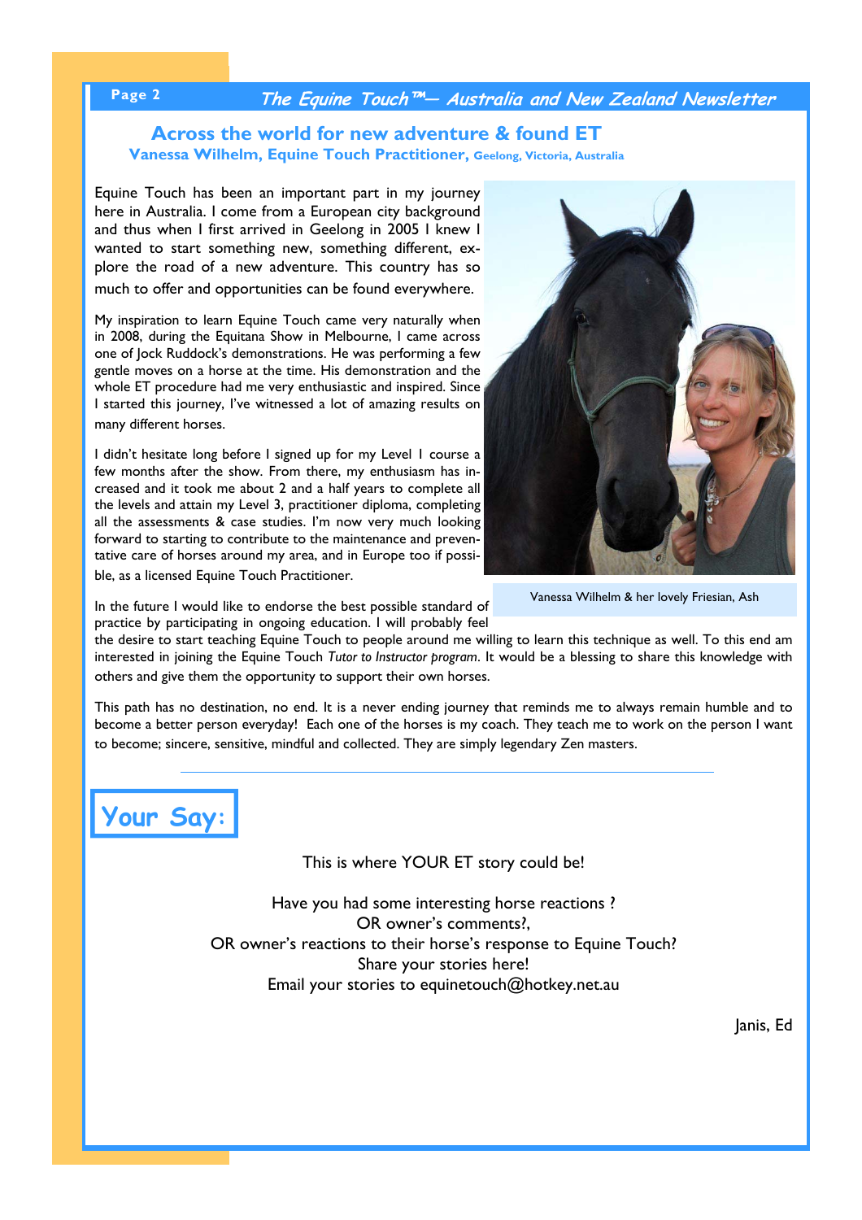## Across the world for new adventure & found ET

### Vanessa Wilhelm, Equine Touch Practitioner, Geelong, Victoria, Australia

Equine Touch has been an important part in my journey here in Australia. I come from a European city background and thus when I first arrived in Geelong in 2005 I knew I wanted to start something new, something different, explore the road of a new adventure. This country has so much to offer and opportunities can be found everywhere.

My inspiration to learn Equine Touch came very naturally when in 2008, during the Equitana Show in Melbourne, I came across one of Jock Ruddock's demonstrations. He was performing a few gentle moves on a horse at the time. His demonstration and the whole ET procedure had me very enthusiastic and inspired. Since I started this journey, I've witnessed a lot of amazing results on many different horses.

I didn't hesitate long before I signed up for my Level I course a few months after the show. From there, my enthusiasm has increased and it took me about 2 and a half years to complete all the levels and attain my Level 3, practitioner diploma, completing all the assessments & case studies. I'm now very much looking forward to starting to contribute to the maintenance and preventative care of horses around my area, and in Europe too if possible, as a licensed Equine Touch Practitioner.

Vanessa Wilhelm & her lovely Friesian, Ash

In the future I would like to endorse the best possible standard of practice by participating in ongoing education. I will probably feel the desire to start teaching Equine Touch to people around me willing to learn this technique as well. To this end am interested in joining the Equine Touch *Tutor to Instructor program*. It would be a blessing to share this knowledge with others and give them the opportunity to support their own horses.

This path has no destination, no end. It is a never ending journey that reminds me to always remain humble and to become a better person everyday! Each one of the horses is my coach. They teach me to work on the person I want to become; sincere, sensitive, mindful and collected. They are simply legendary Zen masters.

---

## Your Say:

This is where YOUR ET story could be!

Have you had some interesting horse reactions ?
OR owner's comments?,
OR owner's reactions to their horse's response to Equine Touch?
Share your stories here!
Email your stories to equinetouch@hotkey.net.au

Janis, Ed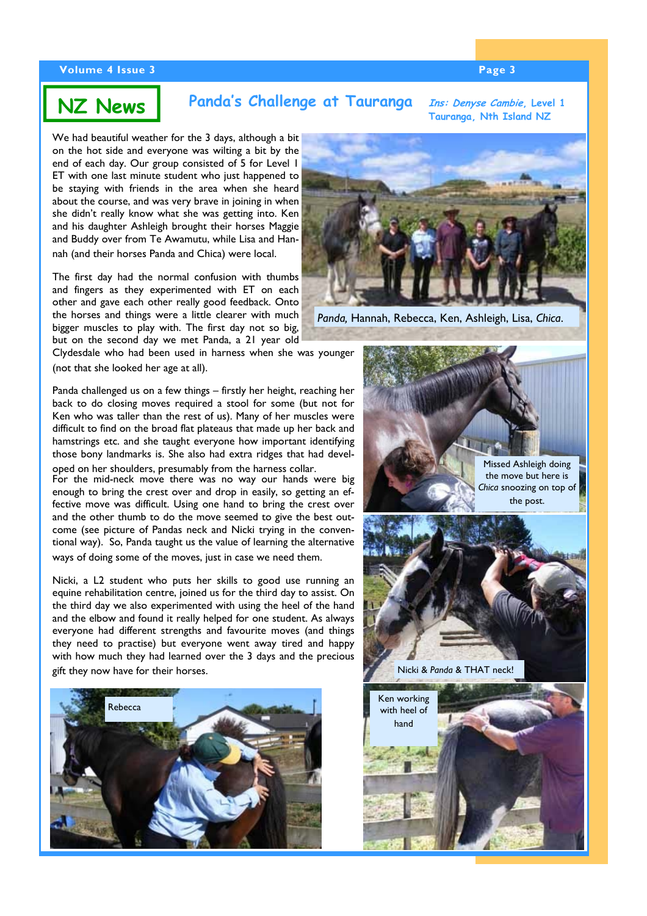# NZ News

## Panda's Challenge at Tauranga

*Ins: Denyse Cambie*, Level 1 Tauranga, Nth Island NZ

We had beautiful weather for the 3 days, although a bit on the hot side and everyone was wilting a bit by the end of each day. Our group consisted of 5 for Level 1 ET with one last minute student who just happened to be staying with friends in the area when she heard about the course, and was very brave in joining in when she didn't really know what she was getting into. Ken and his daughter Ashleigh brought their horses Maggie and Buddy over from Te Awamutu, while Lisa and Hannah (and their horses Panda and Chica) were local.

The first day had the normal confusion with thumbs and fingers as they experimented with ET on each other and gave each other really good feedback. Onto the horses and things were a little clearer with much bigger muscles to play with. The first day not so big, but on the second day we met Panda, a 21 year old Clydesdale who had been used in harness when she was younger (not that she looked her age at all).

Panda challenged us on a few things – firstly her height, reaching her back to do closing moves required a stool for some (but not for Ken who was taller than the rest of us). Many of her muscles were difficult to find on the broad flat plateaus that made up her back and hamstrings etc. and she taught everyone how important identifying those bony landmarks is. She also had extra ridges that had developed on her shoulders, presumably from the harness collar.

For the mid-neck move there was no way our hands were big enough to bring the crest over and drop in easily, so getting an effective move was difficult. Using one hand to bring the crest over and the other thumb to do the move seemed to give the best outcome (see picture of Pandas neck and Nicki trying in the conventional way). So, Panda taught us the value of learning the alternative ways of doing some of the moves, just in case we need them.

Nicki, a L2 student who puts her skills to good use running an equine rehabilitation centre, joined us for the third day to assist. On the third day we also experimented with using the heel of the hand and the elbow and found it really helped for one student. As always everyone had different strengths and favourite moves (and things they need to practise) but everyone went away tired and happy with how much they had learned over the 3 days and the precious gift they now have for their horses.

*Panda,* Hannah, Rebecca, Ken, Ashleigh, Lisa, *Chica*.

Missed Ashleigh doing the move but here is *Chica* snoozing on top of the post.

Nicki & *Panda* & THAT neck!

Rebecca

Ken working with heel of hand